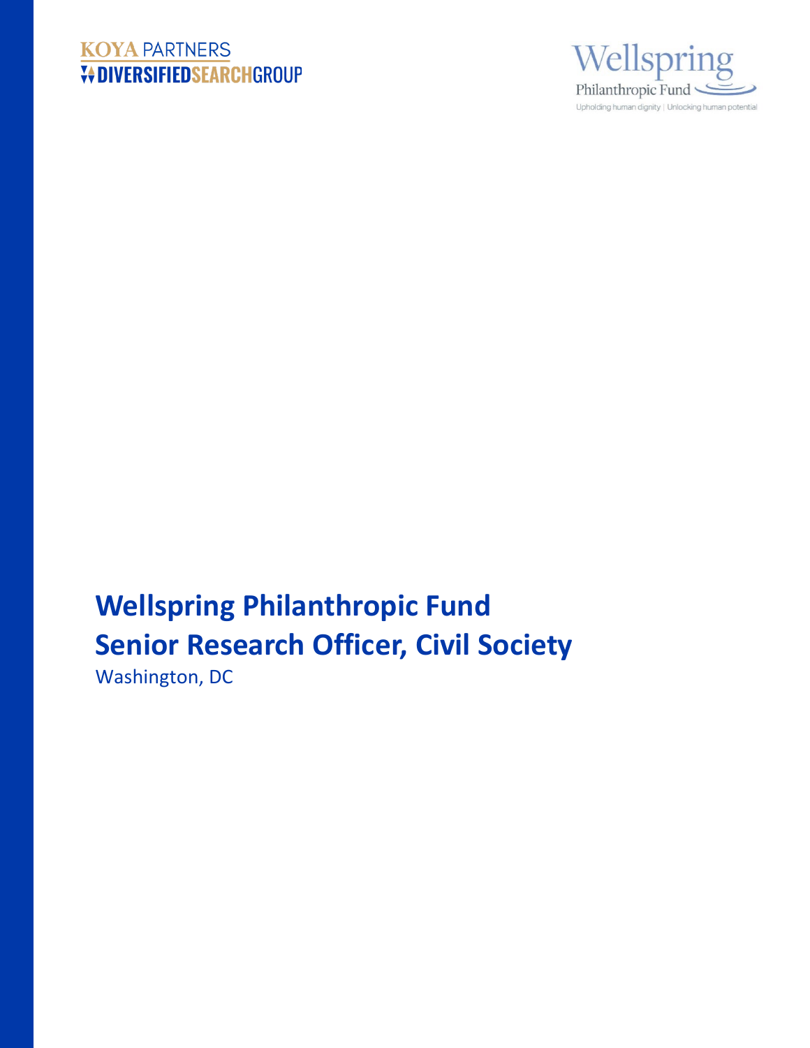KOYA PARTNERS
DIVERSIFIEDSEARCHGROUP

Wellspring
Philanthropic Fund
Upholding human dignity | Unlocking human potential

# Wellspring Philanthropic Fund
# Senior Research Officer, Civil Society

Washington, DC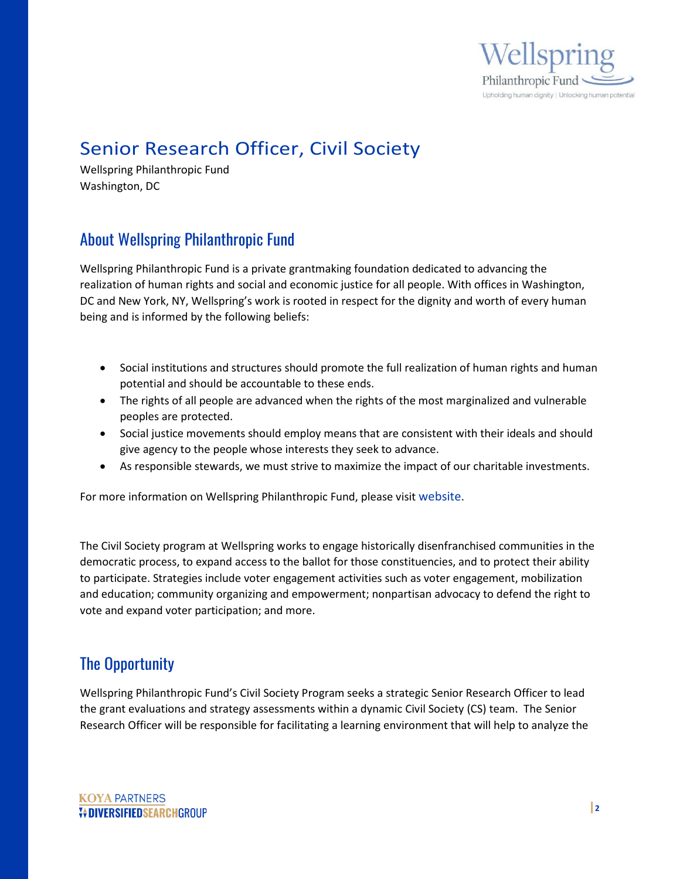# Senior Research Officer, Civil Society

Wellspring Philanthropic Fund
Washington, DC

## About Wellspring Philanthropic Fund

Wellspring Philanthropic Fund is a private grantmaking foundation dedicated to advancing the realization of human rights and social and economic justice for all people. With offices in Washington, DC and New York, NY, Wellspring's work is rooted in respect for the dignity and worth of every human being and is informed by the following beliefs:

- Social institutions and structures should promote the full realization of human rights and human potential and should be accountable to these ends.
- The rights of all people are advanced when the rights of the most marginalized and vulnerable peoples are protected.
- Social justice movements should employ means that are consistent with their ideals and should give agency to the people whose interests they seek to advance.
- As responsible stewards, we must strive to maximize the impact of our charitable investments.

For more information on Wellspring Philanthropic Fund, please visit website.

The Civil Society program at Wellspring works to engage historically disenfranchised communities in the democratic process, to expand access to the ballot for those constituencies, and to protect their ability to participate. Strategies include voter engagement activities such as voter engagement, mobilization and education; community organizing and empowerment; nonpartisan advocacy to defend the right to vote and expand voter participation; and more.

## The Opportunity

Wellspring Philanthropic Fund's Civil Society Program seeks a strategic Senior Research Officer to lead the grant evaluations and strategy assessments within a dynamic Civil Society (CS) team. The Senior Research Officer will be responsible for facilitating a learning environment that will help to analyze the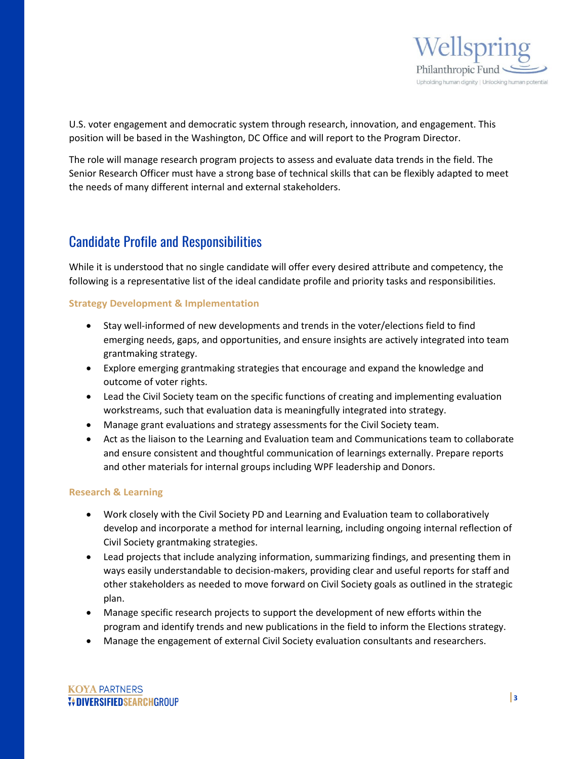U.S. voter engagement and democratic system through research, innovation, and engagement. This position will be based in the Washington, DC Office and will report to the Program Director.

The role will manage research program projects to assess and evaluate data trends in the field. The Senior Research Officer must have a strong base of technical skills that can be flexibly adapted to meet the needs of many different internal and external stakeholders.

## Candidate Profile and Responsibilities

While it is understood that no single candidate will offer every desired attribute and competency, the following is a representative list of the ideal candidate profile and priority tasks and responsibilities.

### Strategy Development & Implementation

- Stay well-informed of new developments and trends in the voter/elections field to find emerging needs, gaps, and opportunities, and ensure insights are actively integrated into team grantmaking strategy.
- Explore emerging grantmaking strategies that encourage and expand the knowledge and outcome of voter rights.
- Lead the Civil Society team on the specific functions of creating and implementing evaluation workstreams, such that evaluation data is meaningfully integrated into strategy.
- Manage grant evaluations and strategy assessments for the Civil Society team.
- Act as the liaison to the Learning and Evaluation team and Communications team to collaborate and ensure consistent and thoughtful communication of learnings externally. Prepare reports and other materials for internal groups including WPF leadership and Donors.

### Research & Learning

- Work closely with the Civil Society PD and Learning and Evaluation team to collaboratively develop and incorporate a method for internal learning, including ongoing internal reflection of Civil Society grantmaking strategies.
- Lead projects that include analyzing information, summarizing findings, and presenting them in ways easily understandable to decision-makers, providing clear and useful reports for staff and other stakeholders as needed to move forward on Civil Society goals as outlined in the strategic plan.
- Manage specific research projects to support the development of new efforts within the program and identify trends and new publications in the field to inform the Elections strategy.
- Manage the engagement of external Civil Society evaluation consultants and researchers.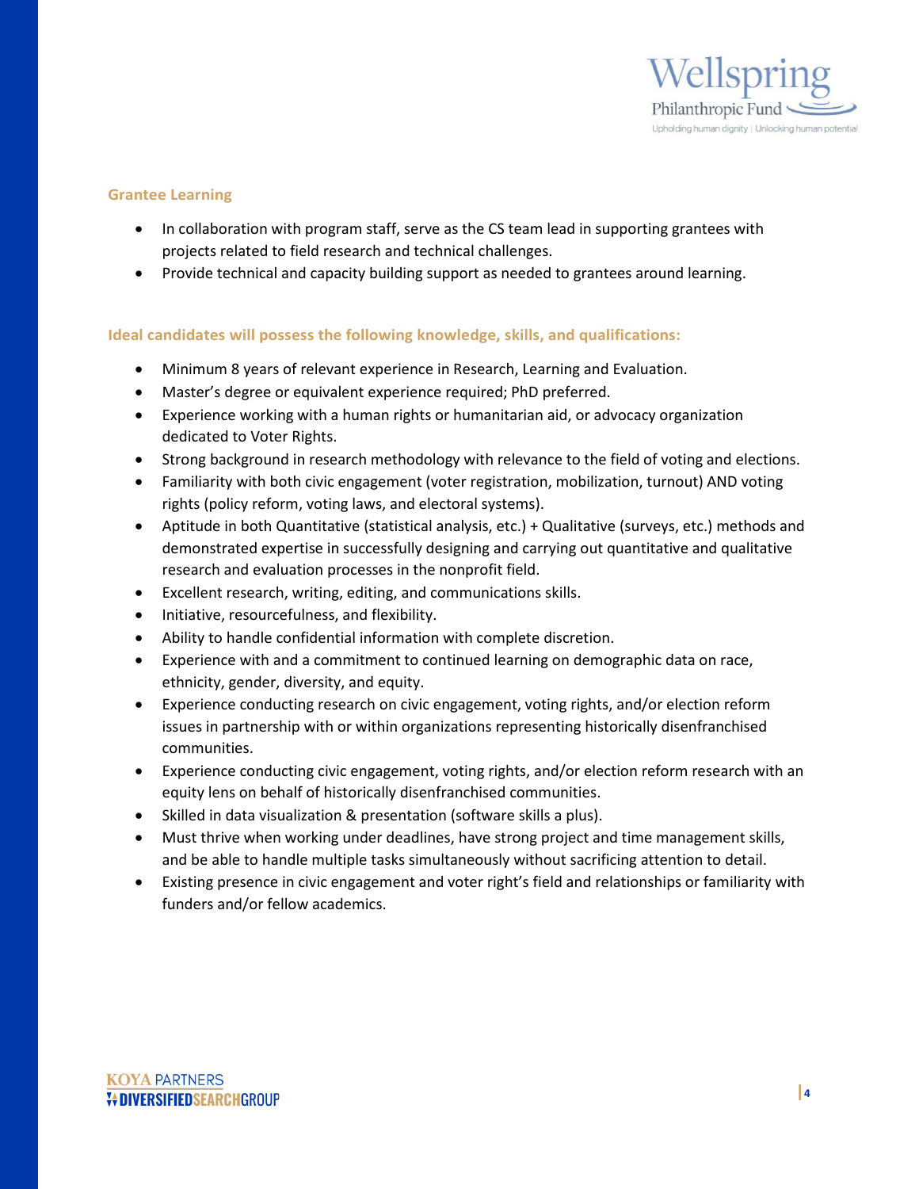### Grantee Learning

- In collaboration with program staff, serve as the CS team lead in supporting grantees with projects related to field research and technical challenges.
- Provide technical and capacity building support as needed to grantees around learning.

### Ideal candidates will possess the following knowledge, skills, and qualifications:

- Minimum 8 years of relevant experience in Research, Learning and Evaluation.
- Master's degree or equivalent experience required; PhD preferred.
- Experience working with a human rights or humanitarian aid, or advocacy organization dedicated to Voter Rights.
- Strong background in research methodology with relevance to the field of voting and elections.
- Familiarity with both civic engagement (voter registration, mobilization, turnout) AND voting rights (policy reform, voting laws, and electoral systems).
- Aptitude in both Quantitative (statistical analysis, etc.) + Qualitative (surveys, etc.) methods and demonstrated expertise in successfully designing and carrying out quantitative and qualitative research and evaluation processes in the nonprofit field.
- Excellent research, writing, editing, and communications skills.
- Initiative, resourcefulness, and flexibility.
- Ability to handle confidential information with complete discretion.
- Experience with and a commitment to continued learning on demographic data on race, ethnicity, gender, diversity, and equity.
- Experience conducting research on civic engagement, voting rights, and/or election reform issues in partnership with or within organizations representing historically disenfranchised communities.
- Experience conducting civic engagement, voting rights, and/or election reform research with an equity lens on behalf of historically disenfranchised communities.
- Skilled in data visualization & presentation (software skills a plus).
- Must thrive when working under deadlines, have strong project and time management skills, and be able to handle multiple tasks simultaneously without sacrificing attention to detail.
- Existing presence in civic engagement and voter right's field and relationships or familiarity with funders and/or fellow academics.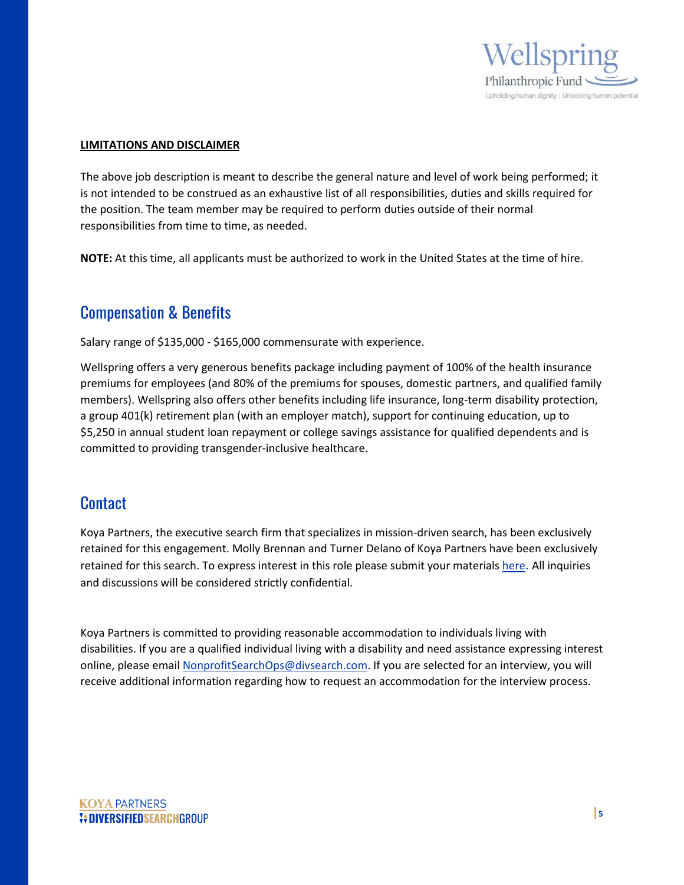**LIMITATIONS AND DISCLAIMER**

The above job description is meant to describe the general nature and level of work being performed; it is not intended to be construed as an exhaustive list of all responsibilities, duties and skills required for the position. The team member may be required to perform duties outside of their normal responsibilities from time to time, as needed.

**NOTE:** At this time, all applicants must be authorized to work in the United States at the time of hire.

## Compensation & Benefits

Salary range of $135,000 - $165,000 commensurate with experience.

Wellspring offers a very generous benefits package including payment of 100% of the health insurance premiums for employees (and 80% of the premiums for spouses, domestic partners, and qualified family members). Wellspring also offers other benefits including life insurance, long-term disability protection, a group 401(k) retirement plan (with an employer match), support for continuing education, up to $5,250 in annual student loan repayment or college savings assistance for qualified dependents and is committed to providing transgender-inclusive healthcare.

## Contact

Koya Partners, the executive search firm that specializes in mission-driven search, has been exclusively retained for this engagement. Molly Brennan and Turner Delano of Koya Partners have been exclusively retained for this search. To express interest in this role please submit your materials here. All inquiries and discussions will be considered strictly confidential.

Koya Partners is committed to providing reasonable accommodation to individuals living with disabilities. If you are a qualified individual living with a disability and need assistance expressing interest online, please email NonprofitSearchOps@divsearch.com. If you are selected for an interview, you will receive additional information regarding how to request an accommodation for the interview process.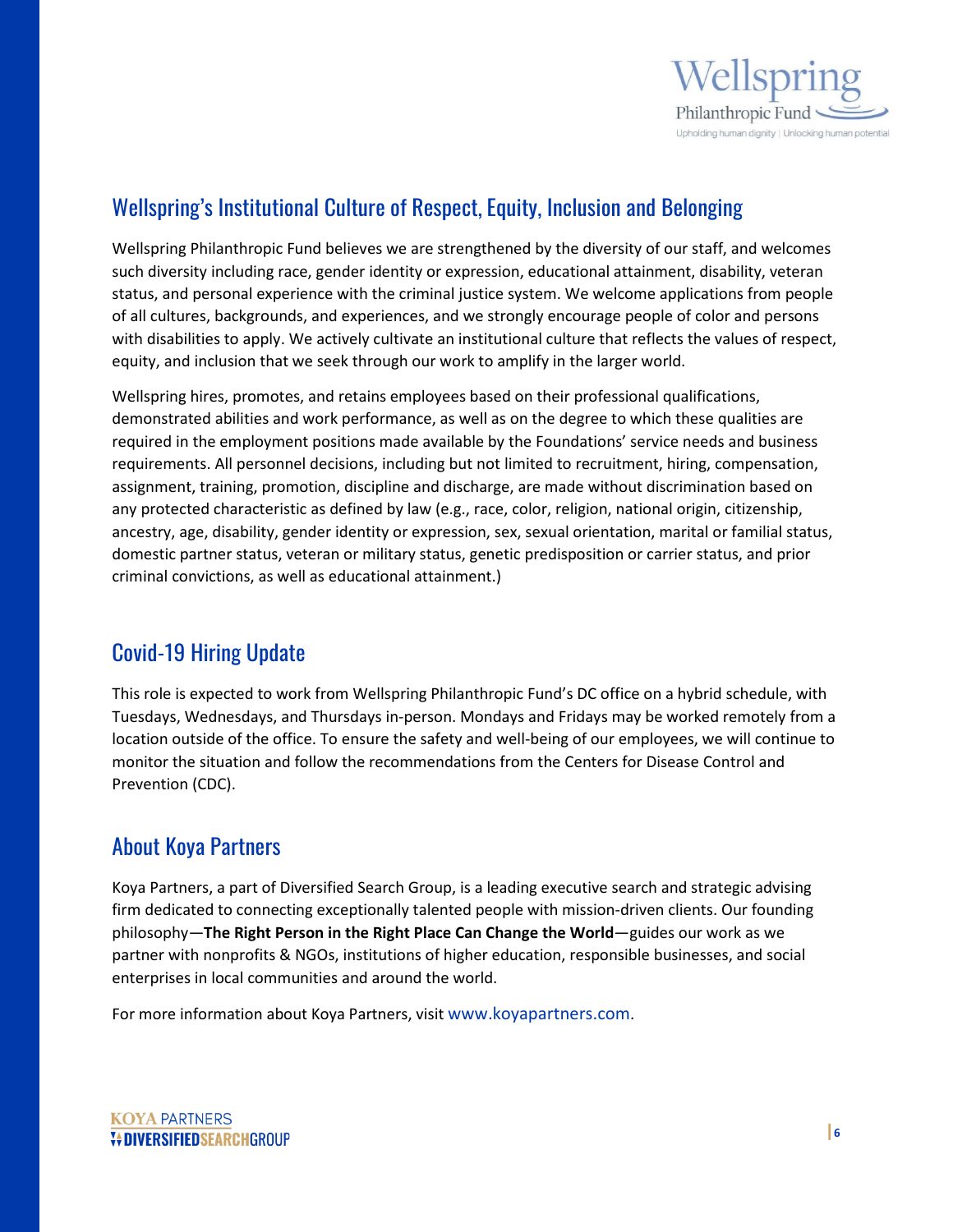## Wellspring's Institutional Culture of Respect, Equity, Inclusion and Belonging

Wellspring Philanthropic Fund believes we are strengthened by the diversity of our staff, and welcomes such diversity including race, gender identity or expression, educational attainment, disability, veteran status, and personal experience with the criminal justice system. We welcome applications from people of all cultures, backgrounds, and experiences, and we strongly encourage people of color and persons with disabilities to apply. We actively cultivate an institutional culture that reflects the values of respect, equity, and inclusion that we seek through our work to amplify in the larger world.

Wellspring hires, promotes, and retains employees based on their professional qualifications, demonstrated abilities and work performance, as well as on the degree to which these qualities are required in the employment positions made available by the Foundations' service needs and business requirements. All personnel decisions, including but not limited to recruitment, hiring, compensation, assignment, training, promotion, discipline and discharge, are made without discrimination based on any protected characteristic as defined by law (e.g., race, color, religion, national origin, citizenship, ancestry, age, disability, gender identity or expression, sex, sexual orientation, marital or familial status, domestic partner status, veteran or military status, genetic predisposition or carrier status, and prior criminal convictions, as well as educational attainment.)

## Covid-19 Hiring Update

This role is expected to work from Wellspring Philanthropic Fund's DC office on a hybrid schedule, with Tuesdays, Wednesdays, and Thursdays in-person. Mondays and Fridays may be worked remotely from a location outside of the office. To ensure the safety and well-being of our employees, we will continue to monitor the situation and follow the recommendations from the Centers for Disease Control and Prevention (CDC).

## About Koya Partners

Koya Partners, a part of Diversified Search Group, is a leading executive search and strategic advising firm dedicated to connecting exceptionally talented people with mission-driven clients. Our founding philosophy—**The Right Person in the Right Place Can Change the World**—guides our work as we partner with nonprofits & NGOs, institutions of higher education, responsible businesses, and social enterprises in local communities and around the world.

For more information about Koya Partners, visit www.koyapartners.com.